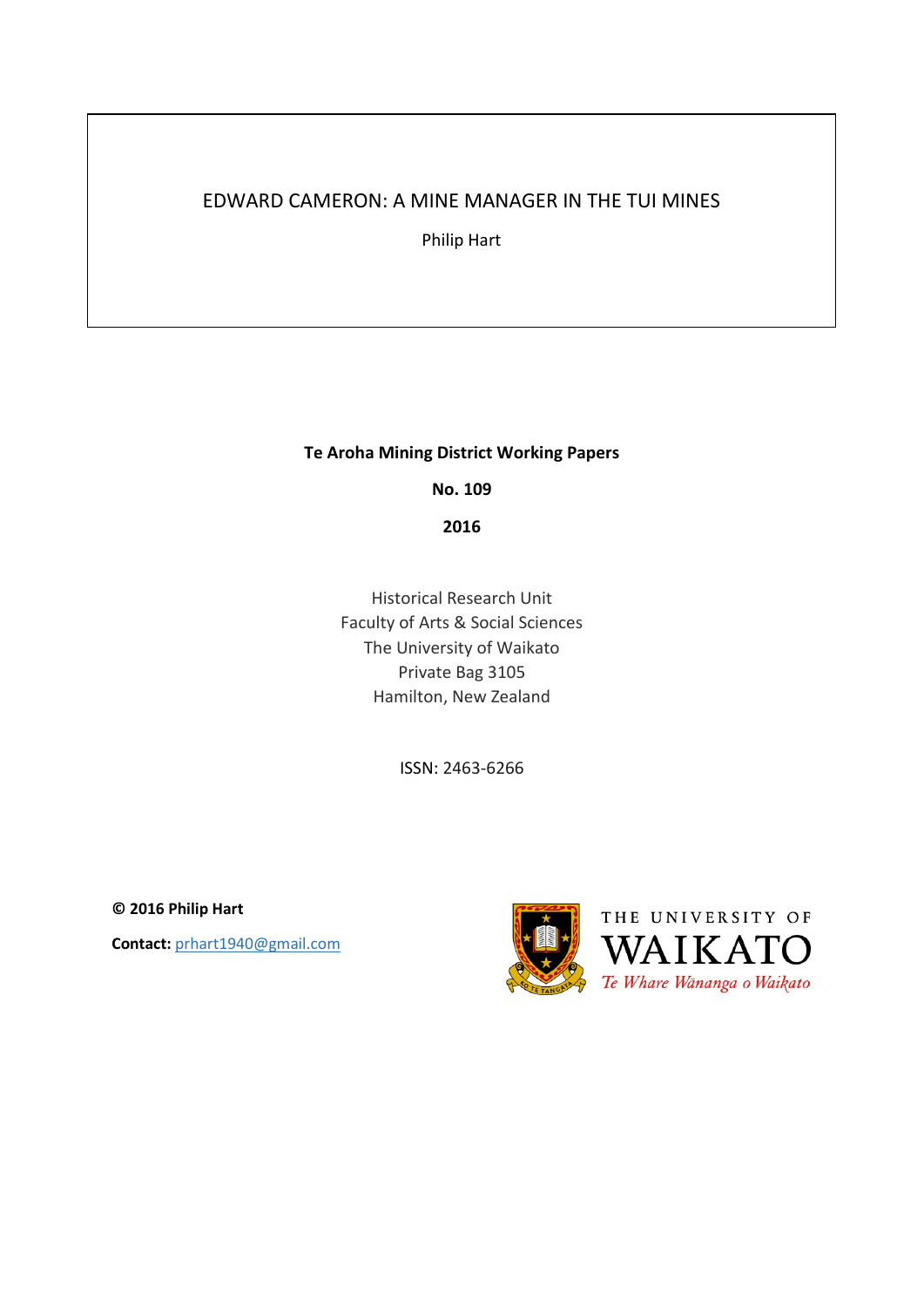# EDWARD CAMERON: A MINE MANAGER IN THE TUI MINES

Philip Hart

**Te Aroha Mining District Working Papers**

**No. 109**

**2016**

Historical Research Unit
Faculty of Arts & Social Sciences
The University of Waikato
Private Bag 3105
Hamilton, New Zealand

ISSN: 2463-6266

**© 2016 Philip Hart**

**Contact:** prhart1940@gmail.com

THE UNIVERSITY OF WAIKATO
*Te Whare Wānanga o Waikato*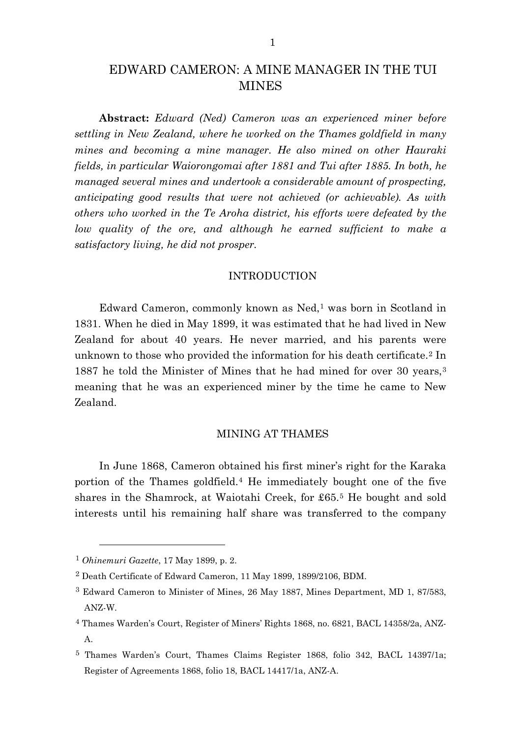# EDWARD CAMERON: A MINE MANAGER IN THE TUI MINES

**Abstract:** *Edward (Ned) Cameron was an experienced miner before settling in New Zealand, where he worked on the Thames goldfield in many mines and becoming a mine manager. He also mined on other Hauraki fields, in particular Waiorongomai after 1881 and Tui after 1885. In both, he managed several mines and undertook a considerable amount of prospecting, anticipating good results that were not achieved (or achievable). As with others who worked in the Te Aroha district, his efforts were defeated by the low quality of the ore, and although he earned sufficient to make a satisfactory living, he did not prosper.*

## INTRODUCTION

Edward Cameron, commonly known as Ned,[1] was born in Scotland in 1831. When he died in May 1899, it was estimated that he had lived in New Zealand for about 40 years. He never married, and his parents were unknown to those who provided the information for his death certificate.[2] In 1887 he told the Minister of Mines that he had mined for over 30 years,[3] meaning that he was an experienced miner by the time he came to New Zealand.

## MINING AT THAMES

In June 1868, Cameron obtained his first miner's right for the Karaka portion of the Thames goldfield.[4] He immediately bought one of the five shares in the Shamrock, at Waiotahi Creek, for £65.[5] He bought and sold interests until his remaining half share was transferred to the company

---

[1] *Ohinemuri Gazette*, 17 May 1899, p. 2.

[2] Death Certificate of Edward Cameron, 11 May 1899, 1899/2106, BDM.

[3] Edward Cameron to Minister of Mines, 26 May 1887, Mines Department, MD 1, 87/583, ANZ-W.

[4] Thames Warden's Court, Register of Miners' Rights 1868, no. 6821, BACL 14358/2a, ANZ-A.

[5] Thames Warden's Court, Thames Claims Register 1868, folio 342, BACL 14397/1a; Register of Agreements 1868, folio 18, BACL 14417/1a, ANZ-A.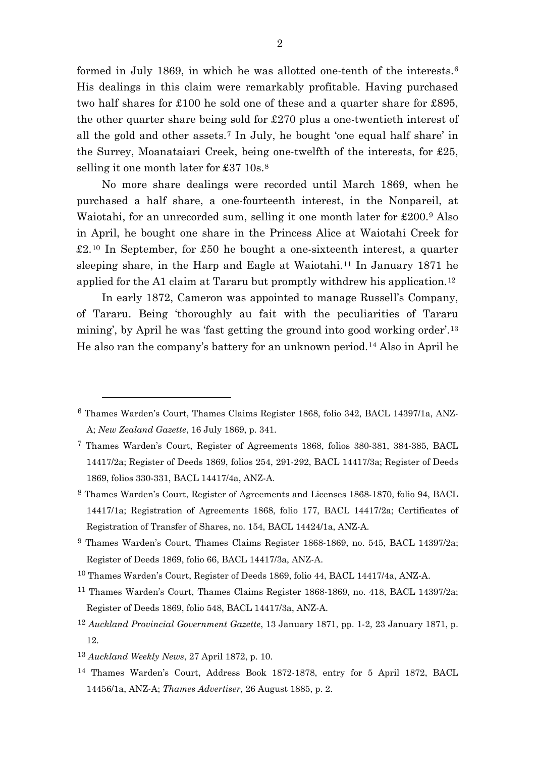formed in July 1869, in which he was allotted one-tenth of the interests.[6] His dealings in this claim were remarkably profitable. Having purchased two half shares for £100 he sold one of these and a quarter share for £895, the other quarter share being sold for £270 plus a one-twentieth interest of all the gold and other assets.[7] In July, he bought 'one equal half share' in the Surrey, Moanataiari Creek, being one-twelfth of the interests, for £25, selling it one month later for £37 10s.[8]

No more share dealings were recorded until March 1869, when he purchased a half share, a one-fourteenth interest, in the Nonpareil, at Waiotahi, for an unrecorded sum, selling it one month later for £200.[9] Also in April, he bought one share in the Princess Alice at Waiotahi Creek for £2.[10] In September, for £50 he bought a one-sixteenth interest, a quarter sleeping share, in the Harp and Eagle at Waiotahi.[11] In January 1871 he applied for the A1 claim at Tararu but promptly withdrew his application.[12]

In early 1872, Cameron was appointed to manage Russell's Company, of Tararu. Being 'thoroughly au fait with the peculiarities of Tararu mining', by April he was 'fast getting the ground into good working order'.[13] He also ran the company's battery for an unknown period.[14] Also in April he

---

[6] Thames Warden's Court, Thames Claims Register 1868, folio 342, BACL 14397/1a, ANZ-A; *New Zealand Gazette*, 16 July 1869, p. 341.

[7] Thames Warden's Court, Register of Agreements 1868, folios 380-381, 384-385, BACL 14417/2a; Register of Deeds 1869, folios 254, 291-292, BACL 14417/3a; Register of Deeds 1869, folios 330-331, BACL 14417/4a, ANZ-A.

[8] Thames Warden's Court, Register of Agreements and Licenses 1868-1870, folio 94, BACL 14417/1a; Registration of Agreements 1868, folio 177, BACL 14417/2a; Certificates of Registration of Transfer of Shares, no. 154, BACL 14424/1a, ANZ-A.

[9] Thames Warden's Court, Thames Claims Register 1868-1869, no. 545, BACL 14397/2a; Register of Deeds 1869, folio 66, BACL 14417/3a, ANZ-A.

[10] Thames Warden's Court, Register of Deeds 1869, folio 44, BACL 14417/4a, ANZ-A.

[11] Thames Warden's Court, Thames Claims Register 1868-1869, no. 418, BACL 14397/2a; Register of Deeds 1869, folio 548, BACL 14417/3a, ANZ-A.

[12] *Auckland Provincial Government Gazette*, 13 January 1871, pp. 1-2, 23 January 1871, p. 12.

[13] *Auckland Weekly News*, 27 April 1872, p. 10.

[14] Thames Warden's Court, Address Book 1872-1878, entry for 5 April 1872, BACL 14456/1a, ANZ-A; *Thames Advertiser*, 26 August 1885, p. 2.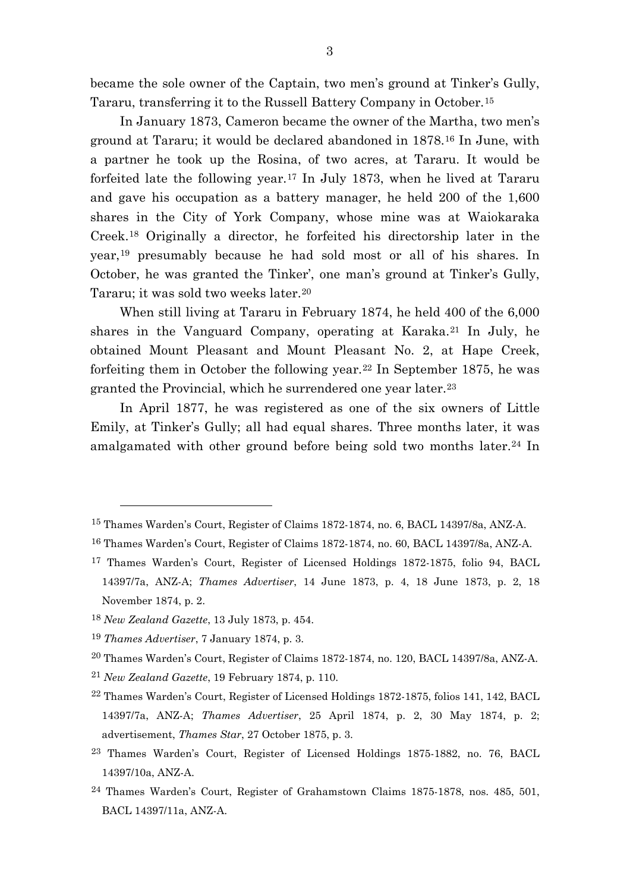became the sole owner of the Captain, two men's ground at Tinker's Gully, Tararu, transferring it to the Russell Battery Company in October.[15]

In January 1873, Cameron became the owner of the Martha, two men's ground at Tararu; it would be declared abandoned in 1878.[16] In June, with a partner he took up the Rosina, of two acres, at Tararu. It would be forfeited late the following year.[17] In July 1873, when he lived at Tararu and gave his occupation as a battery manager, he held 200 of the 1,600 shares in the City of York Company, whose mine was at Waiokaraka Creek.[18] Originally a director, he forfeited his directorship later in the year,[19] presumably because he had sold most or all of his shares. In October, he was granted the Tinker', one man's ground at Tinker's Gully, Tararu; it was sold two weeks later.[20]

When still living at Tararu in February 1874, he held 400 of the 6,000 shares in the Vanguard Company, operating at Karaka.[21] In July, he obtained Mount Pleasant and Mount Pleasant No. 2, at Hape Creek, forfeiting them in October the following year.[22] In September 1875, he was granted the Provincial, which he surrendered one year later.[23]

In April 1877, he was registered as one of the six owners of Little Emily, at Tinker's Gully; all had equal shares. Three months later, it was amalgamated with other ground before being sold two months later.[24] In

---

[15] Thames Warden's Court, Register of Claims 1872-1874, no. 6, BACL 14397/8a, ANZ-A.

[16] Thames Warden's Court, Register of Claims 1872-1874, no. 60, BACL 14397/8a, ANZ-A.

[17] Thames Warden's Court, Register of Licensed Holdings 1872-1875, folio 94, BACL 14397/7a, ANZ-A; *Thames Advertiser*, 14 June 1873, p. 4, 18 June 1873, p. 2, 18 November 1874, p. 2.

[18] *New Zealand Gazette*, 13 July 1873, p. 454.

[19] *Thames Advertiser*, 7 January 1874, p. 3.

[20] Thames Warden's Court, Register of Claims 1872-1874, no. 120, BACL 14397/8a, ANZ-A.

[21] *New Zealand Gazette*, 19 February 1874, p. 110.

[22] Thames Warden's Court, Register of Licensed Holdings 1872-1875, folios 141, 142, BACL 14397/7a, ANZ-A; *Thames Advertiser*, 25 April 1874, p. 2, 30 May 1874, p. 2; advertisement, *Thames Star*, 27 October 1875, p. 3.

[23] Thames Warden's Court, Register of Licensed Holdings 1875-1882, no. 76, BACL 14397/10a, ANZ-A.

[24] Thames Warden's Court, Register of Grahamstown Claims 1875-1878, nos. 485, 501, BACL 14397/11a, ANZ-A.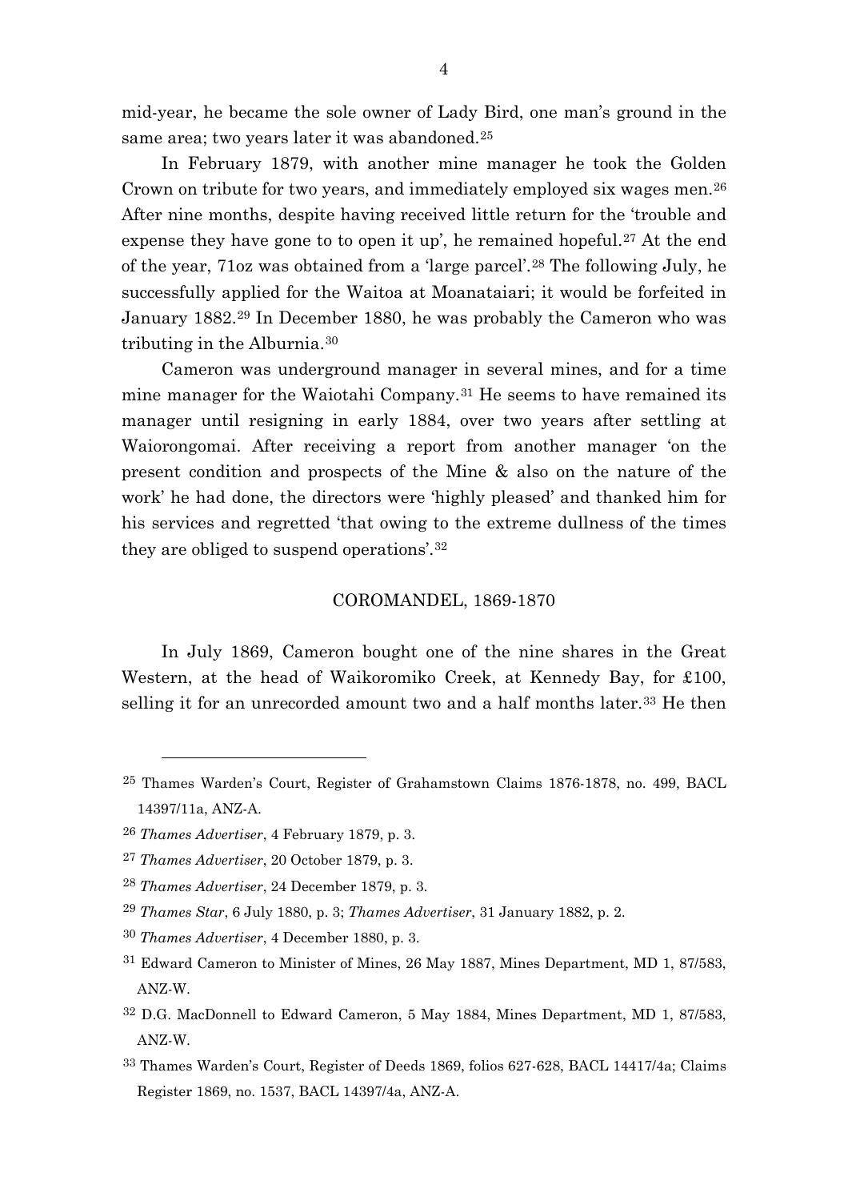mid-year, he became the sole owner of Lady Bird, one man's ground in the same area; two years later it was abandoned.[25]

In February 1879, with another mine manager he took the Golden Crown on tribute for two years, and immediately employed six wages men.[26] After nine months, despite having received little return for the 'trouble and expense they have gone to to open it up', he remained hopeful.[27] At the end of the year, 71oz was obtained from a 'large parcel'.[28] The following July, he successfully applied for the Waitoa at Moanataiari; it would be forfeited in January 1882.[29] In December 1880, he was probably the Cameron who was tributing in the Alburnia.[30]

Cameron was underground manager in several mines, and for a time mine manager for the Waiotahi Company.[31] He seems to have remained its manager until resigning in early 1884, over two years after settling at Waiorongomai. After receiving a report from another manager 'on the present condition and prospects of the Mine & also on the nature of the work' he had done, the directors were 'highly pleased' and thanked him for his services and regretted 'that owing to the extreme dullness of the times they are obliged to suspend operations'.[32]

## COROMANDEL, 1869-1870

In July 1869, Cameron bought one of the nine shares in the Great Western, at the head of Waikoromiko Creek, at Kennedy Bay, for £100, selling it for an unrecorded amount two and a half months later.[33] He then

---

[25] Thames Warden's Court, Register of Grahamstown Claims 1876-1878, no. 499, BACL 14397/11a, ANZ-A.

[26] *Thames Advertiser*, 4 February 1879, p. 3.

[27] *Thames Advertiser*, 20 October 1879, p. 3.

[28] *Thames Advertiser*, 24 December 1879, p. 3.

[29] *Thames Star*, 6 July 1880, p. 3; *Thames Advertiser*, 31 January 1882, p. 2.

[30] *Thames Advertiser*, 4 December 1880, p. 3.

[31] Edward Cameron to Minister of Mines, 26 May 1887, Mines Department, MD 1, 87/583, ANZ-W.

[32] D.G. MacDonnell to Edward Cameron, 5 May 1884, Mines Department, MD 1, 87/583, ANZ-W.

[33] Thames Warden's Court, Register of Deeds 1869, folios 627-628, BACL 14417/4a; Claims Register 1869, no. 1537, BACL 14397/4a, ANZ-A.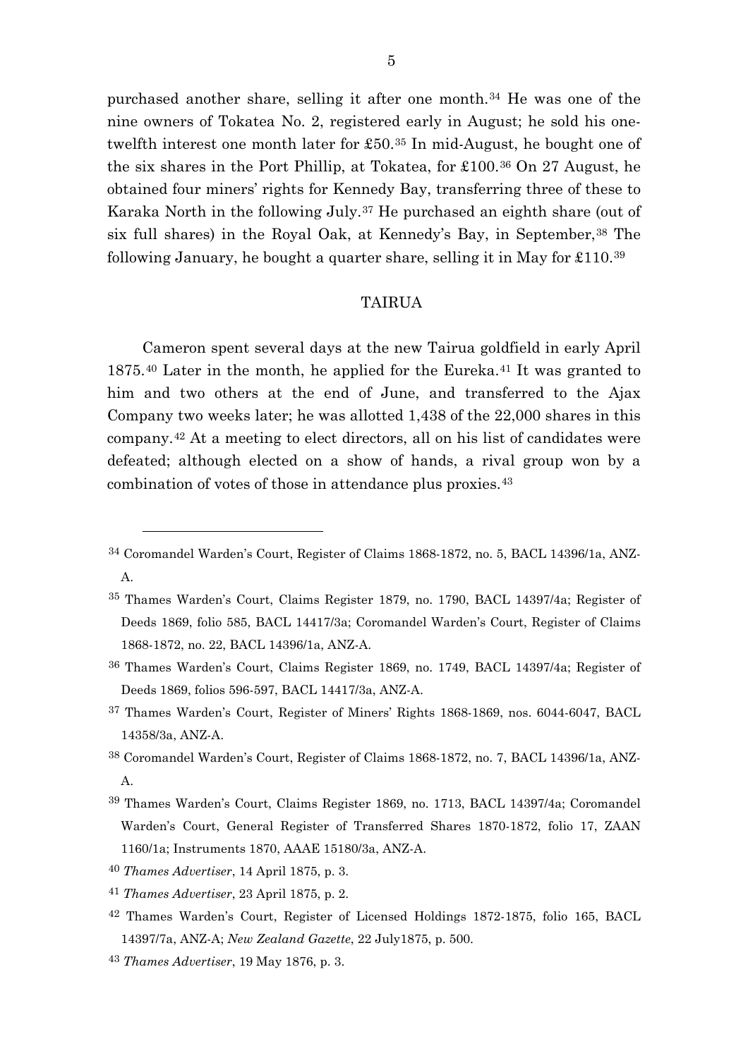purchased another share, selling it after one month.[34] He was one of the nine owners of Tokatea No. 2, registered early in August; he sold his one-twelfth interest one month later for £50.[35] In mid-August, he bought one of the six shares in the Port Phillip, at Tokatea, for £100.[36] On 27 August, he obtained four miners' rights for Kennedy Bay, transferring three of these to Karaka North in the following July.[37] He purchased an eighth share (out of six full shares) in the Royal Oak, at Kennedy's Bay, in September,[38] The following January, he bought a quarter share, selling it in May for £110.[39]

## TAIRUA

Cameron spent several days at the new Tairua goldfield in early April 1875.[40] Later in the month, he applied for the Eureka.[41] It was granted to him and two others at the end of June, and transferred to the Ajax Company two weeks later; he was allotted 1,438 of the 22,000 shares in this company.[42] At a meeting to elect directors, all on his list of candidates were defeated; although elected on a show of hands, a rival group won by a combination of votes of those in attendance plus proxies.[43]

---

[34] Coromandel Warden's Court, Register of Claims 1868-1872, no. 5, BACL 14396/1a, ANZ-A.

[35] Thames Warden's Court, Claims Register 1879, no. 1790, BACL 14397/4a; Register of Deeds 1869, folio 585, BACL 14417/3a; Coromandel Warden's Court, Register of Claims 1868-1872, no. 22, BACL 14396/1a, ANZ-A.

[36] Thames Warden's Court, Claims Register 1869, no. 1749, BACL 14397/4a; Register of Deeds 1869, folios 596-597, BACL 14417/3a, ANZ-A.

[37] Thames Warden's Court, Register of Miners' Rights 1868-1869, nos. 6044-6047, BACL 14358/3a, ANZ-A.

[38] Coromandel Warden's Court, Register of Claims 1868-1872, no. 7, BACL 14396/1a, ANZ-A.

[39] Thames Warden's Court, Claims Register 1869, no. 1713, BACL 14397/4a; Coromandel Warden's Court, General Register of Transferred Shares 1870-1872, folio 17, ZAAN 1160/1a; Instruments 1870, AAAE 15180/3a, ANZ-A.

[40] *Thames Advertiser*, 14 April 1875, p. 3.

[41] *Thames Advertiser*, 23 April 1875, p. 2.

[42] Thames Warden's Court, Register of Licensed Holdings 1872-1875, folio 165, BACL 14397/7a, ANZ-A; *New Zealand Gazette*, 22 July1875, p. 500.

[43] *Thames Advertiser*, 19 May 1876, p. 3.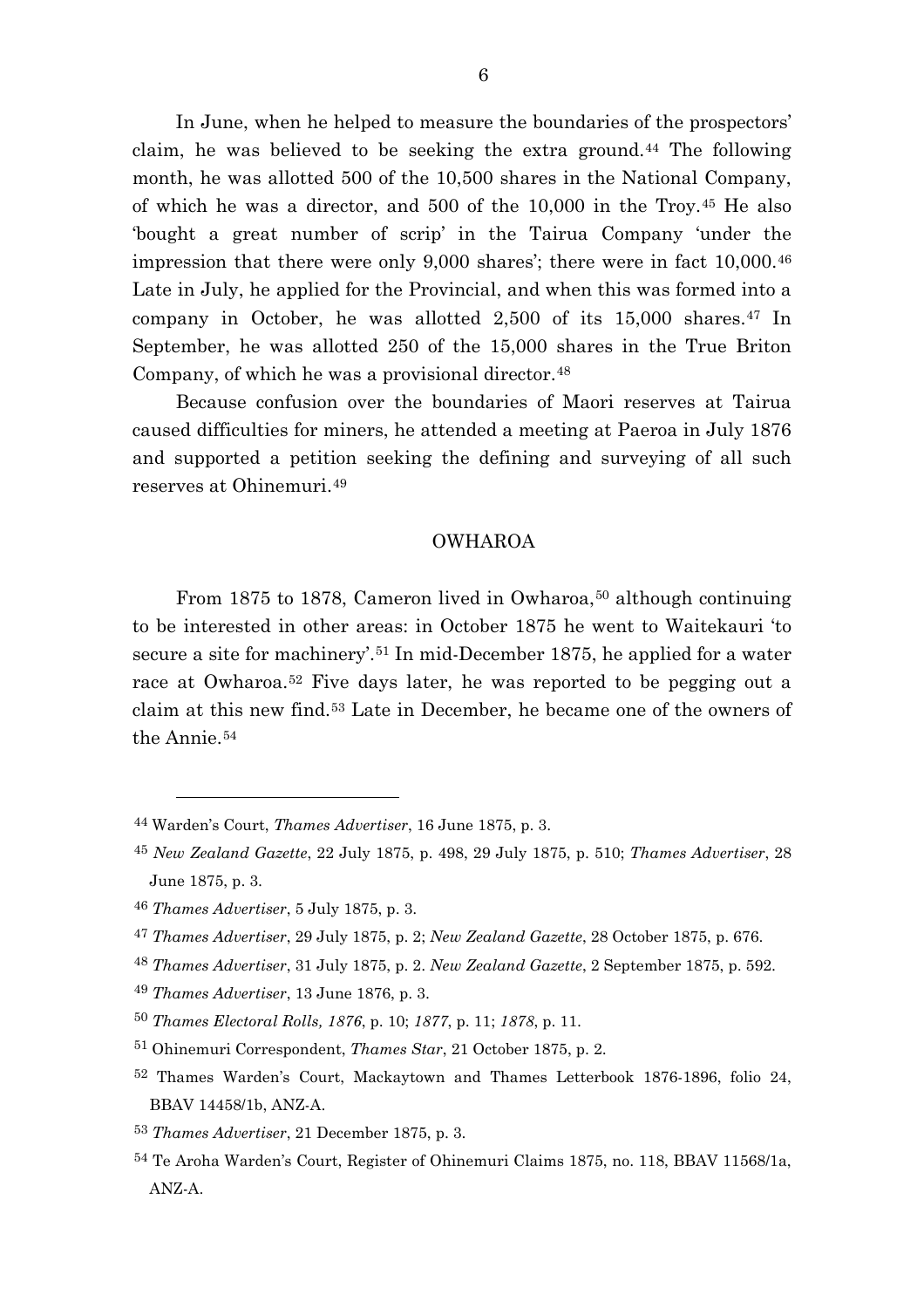In June, when he helped to measure the boundaries of the prospectors' claim, he was believed to be seeking the extra ground.[44] The following month, he was allotted 500 of the 10,500 shares in the National Company, of which he was a director, and 500 of the 10,000 in the Troy.[45] He also 'bought a great number of scrip' in the Tairua Company 'under the impression that there were only 9,000 shares'; there were in fact 10,000.[46] Late in July, he applied for the Provincial, and when this was formed into a company in October, he was allotted 2,500 of its 15,000 shares.[47] In September, he was allotted 250 of the 15,000 shares in the True Briton Company, of which he was a provisional director.[48]

Because confusion over the boundaries of Maori reserves at Tairua caused difficulties for miners, he attended a meeting at Paeroa in July 1876 and supported a petition seeking the defining and surveying of all such reserves at Ohinemuri.[49]

## OWHAROA

From 1875 to 1878, Cameron lived in Owharoa,[50] although continuing to be interested in other areas: in October 1875 he went to Waitekauri 'to secure a site for machinery'.[51] In mid-December 1875, he applied for a water race at Owharoa.[52] Five days later, he was reported to be pegging out a claim at this new find.[53] Late in December, he became one of the owners of the Annie.[54]

---

[44] Warden's Court, *Thames Advertiser*, 16 June 1875, p. 3.

[45] *New Zealand Gazette*, 22 July 1875, p. 498, 29 July 1875, p. 510; *Thames Advertiser*, 28 June 1875, p. 3.

[46] *Thames Advertiser*, 5 July 1875, p. 3.

[47] *Thames Advertiser*, 29 July 1875, p. 2; *New Zealand Gazette*, 28 October 1875, p. 676.

[48] *Thames Advertiser*, 31 July 1875, p. 2. *New Zealand Gazette*, 2 September 1875, p. 592.

[49] *Thames Advertiser*, 13 June 1876, p. 3.

[50] *Thames Electoral Rolls, 1876*, p. 10; *1877*, p. 11; *1878*, p. 11.

[51] Ohinemuri Correspondent, *Thames Star*, 21 October 1875, p. 2.

[52] Thames Warden's Court, Mackaytown and Thames Letterbook 1876-1896, folio 24, BBAV 14458/1b, ANZ-A.

[53] *Thames Advertiser*, 21 December 1875, p. 3.

[54] Te Aroha Warden's Court, Register of Ohinemuri Claims 1875, no. 118, BBAV 11568/1a, ANZ-A.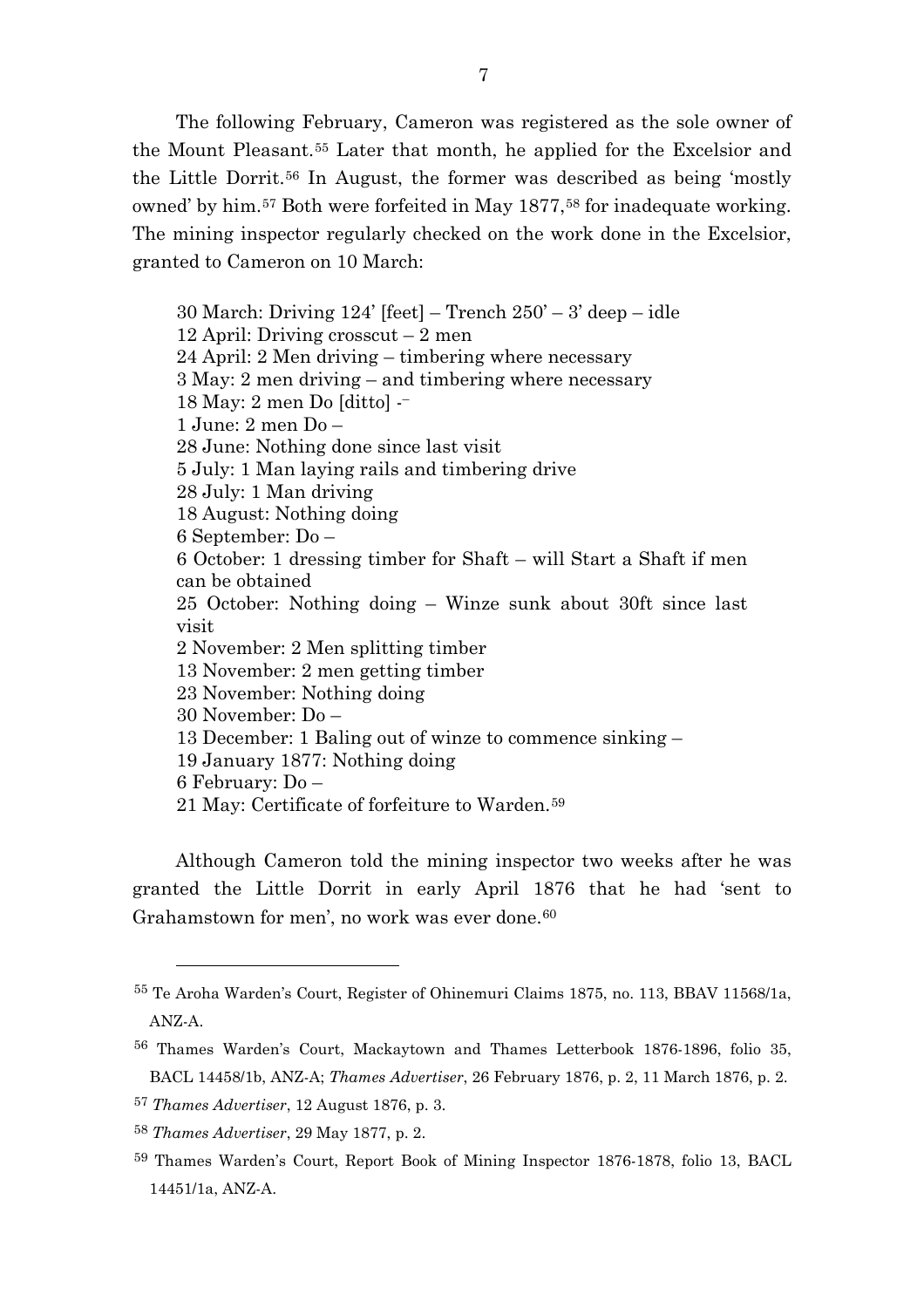The following February, Cameron was registered as the sole owner of the Mount Pleasant.[55] Later that month, he applied for the Excelsior and the Little Dorrit.[56] In August, the former was described as being 'mostly owned' by him.[57] Both were forfeited in May 1877,[58] for inadequate working. The mining inspector regularly checked on the work done in the Excelsior, granted to Cameron on 10 March:

> 30 March: Driving 124' [feet] – Trench 250' – 3' deep – idle
> 12 April: Driving crosscut – 2 men
> 24 April: 2 Men driving – timbering where necessary
> 3 May: 2 men driving – and timbering where necessary
> 18 May: 2 men Do [ditto] -⁻
> 1 June: 2 men Do –
> 28 June: Nothing done since last visit
> 5 July: 1 Man laying rails and timbering drive
> 28 July: 1 Man driving
> 18 August: Nothing doing
> 6 September: Do –
> 6 October: 1 dressing timber for Shaft – will Start a Shaft if men can be obtained
> 25 October: Nothing doing – Winze sunk about 30ft since last visit
> 2 November: 2 Men splitting timber
> 13 November: 2 men getting timber
> 23 November: Nothing doing
> 30 November: Do –
> 13 December: 1 Baling out of winze to commence sinking –
> 19 January 1877: Nothing doing
> 6 February: Do –
> 21 May: Certificate of forfeiture to Warden.[59]

Although Cameron told the mining inspector two weeks after he was granted the Little Dorrit in early April 1876 that he had 'sent to Grahamstown for men', no work was ever done.[60]

---

[55] Te Aroha Warden's Court, Register of Ohinemuri Claims 1875, no. 113, BBAV 11568/1a, ANZ-A.

[56] Thames Warden's Court, Mackaytown and Thames Letterbook 1876-1896, folio 35, BACL 14458/1b, ANZ-A; *Thames Advertiser*, 26 February 1876, p. 2, 11 March 1876, p. 2.

[57] *Thames Advertiser*, 12 August 1876, p. 3.

[58] *Thames Advertiser*, 29 May 1877, p. 2.

[59] Thames Warden's Court, Report Book of Mining Inspector 1876-1878, folio 13, BACL 14451/1a, ANZ-A.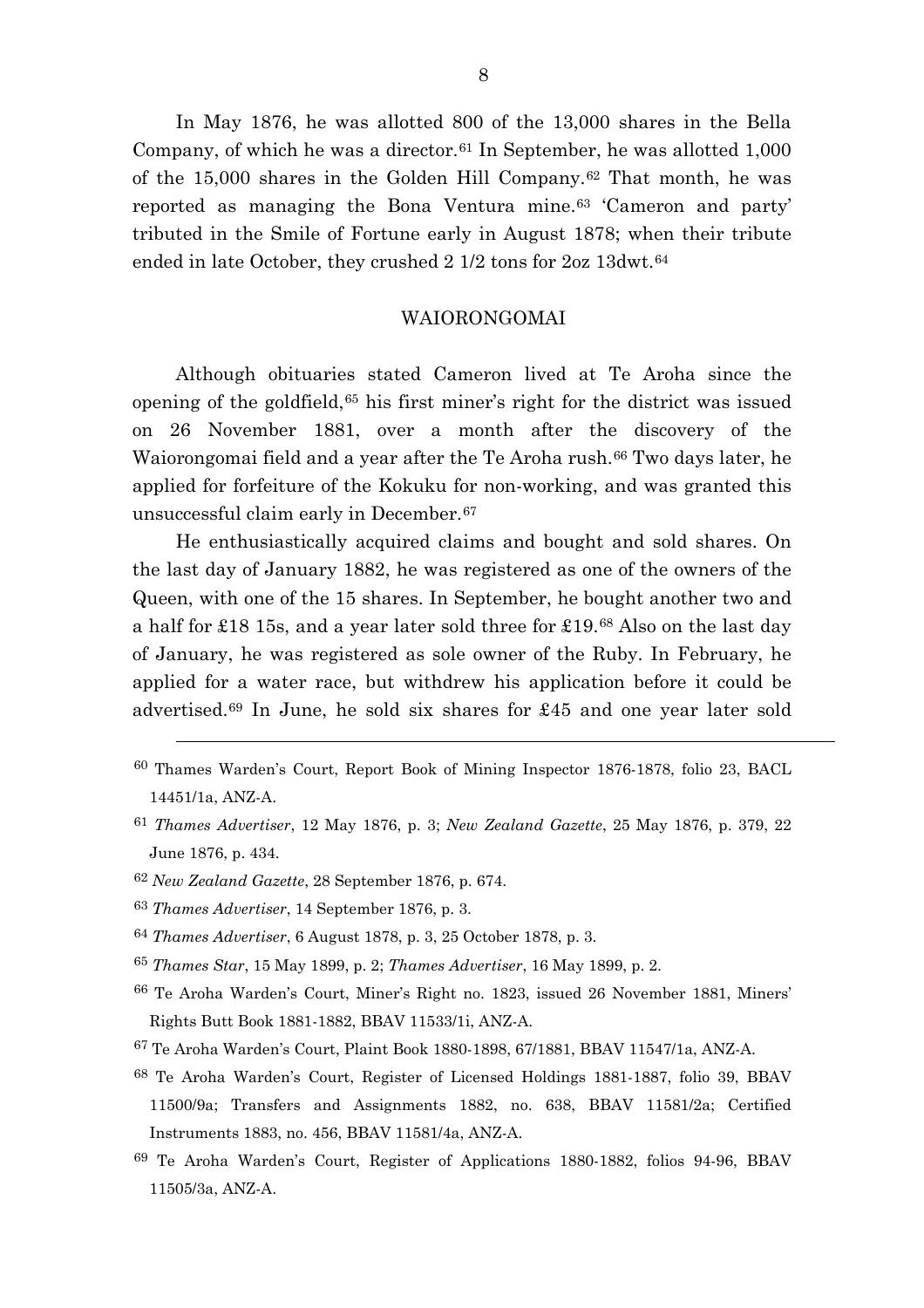In May 1876, he was allotted 800 of the 13,000 shares in the Bella Company, of which he was a director.[61] In September, he was allotted 1,000 of the 15,000 shares in the Golden Hill Company.[62] That month, he was reported as managing the Bona Ventura mine.[63] 'Cameron and party' tributed in the Smile of Fortune early in August 1878; when their tribute ended in late October, they crushed 2 1/2 tons for 2oz 13dwt.[64]

## WAIORONGOMAI

Although obituaries stated Cameron lived at Te Aroha since the opening of the goldfield,[65] his first miner's right for the district was issued on 26 November 1881, over a month after the discovery of the Waiorongomai field and a year after the Te Aroha rush.[66] Two days later, he applied for forfeiture of the Kokuku for non-working, and was granted this unsuccessful claim early in December.[67]

He enthusiastically acquired claims and bought and sold shares. On the last day of January 1882, he was registered as one of the owners of the Queen, with one of the 15 shares. In September, he bought another two and a half for £18 15s, and a year later sold three for £19.[68] Also on the last day of January, he was registered as sole owner of the Ruby. In February, he applied for a water race, but withdrew his application before it could be advertised.[69] In June, he sold six shares for £45 and one year later sold

---

[60] Thames Warden's Court, Report Book of Mining Inspector 1876-1878, folio 23, BACL 14451/1a, ANZ-A.

[61] *Thames Advertiser*, 12 May 1876, p. 3; *New Zealand Gazette*, 25 May 1876, p. 379, 22 June 1876, p. 434.

[62] *New Zealand Gazette*, 28 September 1876, p. 674.

[63] *Thames Advertiser*, 14 September 1876, p. 3.

[64] *Thames Advertiser*, 6 August 1878, p. 3, 25 October 1878, p. 3.

[65] *Thames Star*, 15 May 1899, p. 2; *Thames Advertiser*, 16 May 1899, p. 2.

[66] Te Aroha Warden's Court, Miner's Right no. 1823, issued 26 November 1881, Miners' Rights Butt Book 1881-1882, BBAV 11533/1i, ANZ-A.

[67] Te Aroha Warden's Court, Plaint Book 1880-1898, 67/1881, BBAV 11547/1a, ANZ-A.

[68] Te Aroha Warden's Court, Register of Licensed Holdings 1881-1887, folio 39, BBAV 11500/9a; Transfers and Assignments 1882, no. 638, BBAV 11581/2a; Certified Instruments 1883, no. 456, BBAV 11581/4a, ANZ-A.

[69] Te Aroha Warden's Court, Register of Applications 1880-1882, folios 94-96, BBAV 11505/3a, ANZ-A.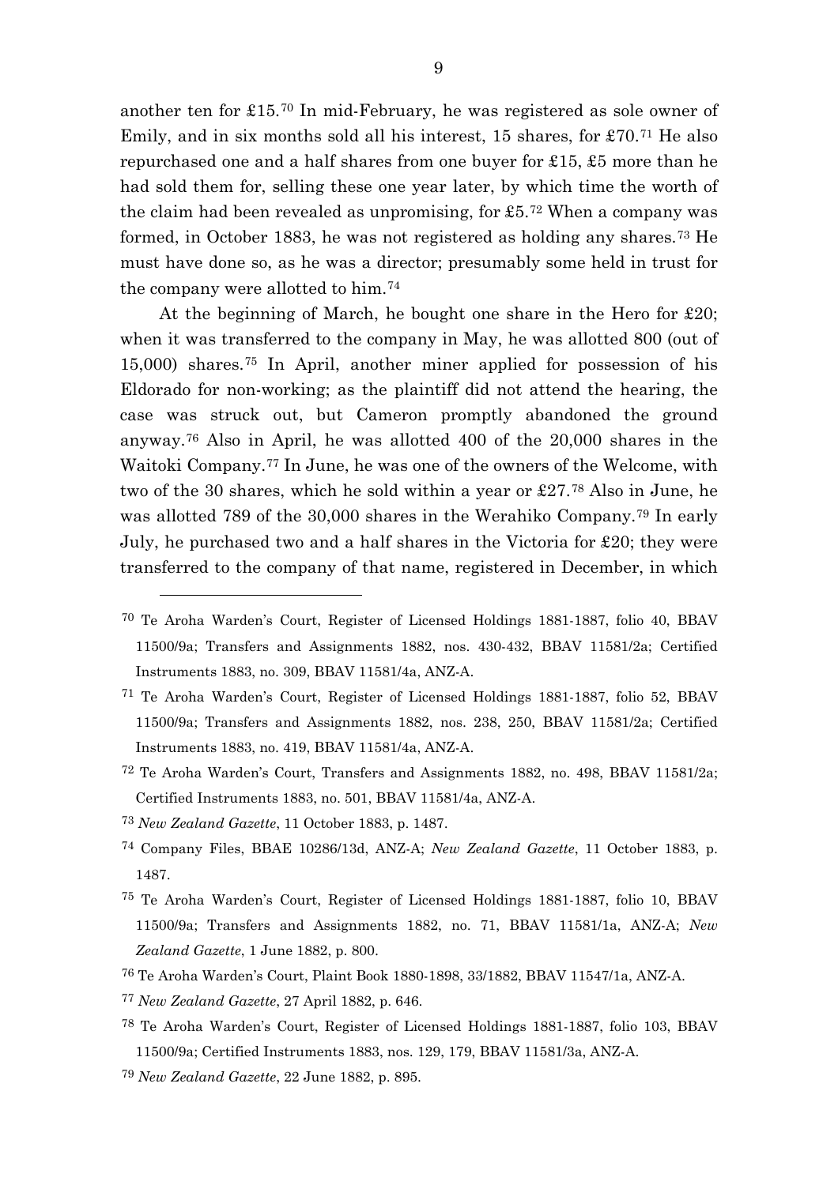another ten for £15.[70] In mid-February, he was registered as sole owner of Emily, and in six months sold all his interest, 15 shares, for £70.[71] He also repurchased one and a half shares from one buyer for £15, £5 more than he had sold them for, selling these one year later, by which time the worth of the claim had been revealed as unpromising, for £5.[72] When a company was formed, in October 1883, he was not registered as holding any shares.[73] He must have done so, as he was a director; presumably some held in trust for the company were allotted to him.[74]

At the beginning of March, he bought one share in the Hero for £20; when it was transferred to the company in May, he was allotted 800 (out of 15,000) shares.[75] In April, another miner applied for possession of his Eldorado for non-working; as the plaintiff did not attend the hearing, the case was struck out, but Cameron promptly abandoned the ground anyway.[76] Also in April, he was allotted 400 of the 20,000 shares in the Waitoki Company.[77] In June, he was one of the owners of the Welcome, with two of the 30 shares, which he sold within a year or £27.[78] Also in June, he was allotted 789 of the 30,000 shares in the Werahiko Company.[79] In early July, he purchased two and a half shares in the Victoria for £20; they were transferred to the company of that name, registered in December, in which

---

[70] Te Aroha Warden's Court, Register of Licensed Holdings 1881-1887, folio 40, BBAV 11500/9a; Transfers and Assignments 1882, nos. 430-432, BBAV 11581/2a; Certified Instruments 1883, no. 309, BBAV 11581/4a, ANZ-A.

[71] Te Aroha Warden's Court, Register of Licensed Holdings 1881-1887, folio 52, BBAV 11500/9a; Transfers and Assignments 1882, nos. 238, 250, BBAV 11581/2a; Certified Instruments 1883, no. 419, BBAV 11581/4a, ANZ-A.

[72] Te Aroha Warden's Court, Transfers and Assignments 1882, no. 498, BBAV 11581/2a; Certified Instruments 1883, no. 501, BBAV 11581/4a, ANZ-A.

[73] *New Zealand Gazette*, 11 October 1883, p. 1487.

[74] Company Files, BBAE 10286/13d, ANZ-A; *New Zealand Gazette*, 11 October 1883, p. 1487.

[75] Te Aroha Warden's Court, Register of Licensed Holdings 1881-1887, folio 10, BBAV 11500/9a; Transfers and Assignments 1882, no. 71, BBAV 11581/1a, ANZ-A; *New Zealand Gazette*, 1 June 1882, p. 800.

[76] Te Aroha Warden's Court, Plaint Book 1880-1898, 33/1882, BBAV 11547/1a, ANZ-A.

[77] *New Zealand Gazette*, 27 April 1882, p. 646.

[78] Te Aroha Warden's Court, Register of Licensed Holdings 1881-1887, folio 103, BBAV 11500/9a; Certified Instruments 1883, nos. 129, 179, BBAV 11581/3a, ANZ-A.

[79] *New Zealand Gazette*, 22 June 1882, p. 895.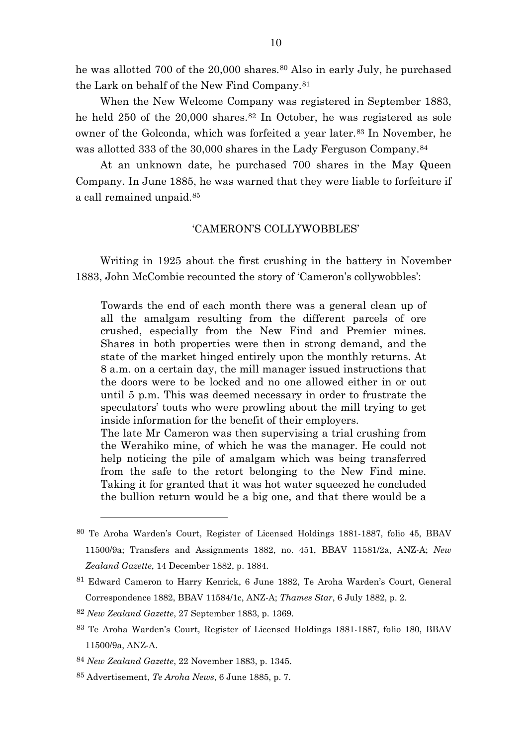he was allotted 700 of the 20,000 shares.[80] Also in early July, he purchased the Lark on behalf of the New Find Company.[81]

When the New Welcome Company was registered in September 1883, he held 250 of the 20,000 shares.[82] In October, he was registered as sole owner of the Golconda, which was forfeited a year later.[83] In November, he was allotted 333 of the 30,000 shares in the Lady Ferguson Company.[84]

At an unknown date, he purchased 700 shares in the May Queen Company. In June 1885, he was warned that they were liable to forfeiture if a call remained unpaid.[85]

## 'CAMERON'S COLLYWOBBLES'

Writing in 1925 about the first crushing in the battery in November 1883, John McCombie recounted the story of 'Cameron's collywobbles':

> Towards the end of each month there was a general clean up of all the amalgam resulting from the different parcels of ore crushed, especially from the New Find and Premier mines. Shares in both properties were then in strong demand, and the state of the market hinged entirely upon the monthly returns. At 8 a.m. on a certain day, the mill manager issued instructions that the doors were to be locked and no one allowed either in or out until 5 p.m. This was deemed necessary in order to frustrate the speculators' touts who were prowling about the mill trying to get inside information for the benefit of their employers.
>
> The late Mr Cameron was then supervising a trial crushing from the Werahiko mine, of which he was the manager. He could not help noticing the pile of amalgam which was being transferred from the safe to the retort belonging to the New Find mine. Taking it for granted that it was hot water squeezed he concluded the bullion return would be a big one, and that there would be a

---

[80] Te Aroha Warden's Court, Register of Licensed Holdings 1881-1887, folio 45, BBAV 11500/9a; Transfers and Assignments 1882, no. 451, BBAV 11581/2a, ANZ-A; *New Zealand Gazette*, 14 December 1882, p. 1884.

[81] Edward Cameron to Harry Kenrick, 6 June 1882, Te Aroha Warden's Court, General Correspondence 1882, BBAV 11584/1c, ANZ-A; *Thames Star*, 6 July 1882, p. 2.

[82] *New Zealand Gazette*, 27 September 1883, p. 1369.

[83] Te Aroha Warden's Court, Register of Licensed Holdings 1881-1887, folio 180, BBAV 11500/9a, ANZ-A.

[84] *New Zealand Gazette*, 22 November 1883, p. 1345.

[85] Advertisement, *Te Aroha News*, 6 June 1885, p. 7.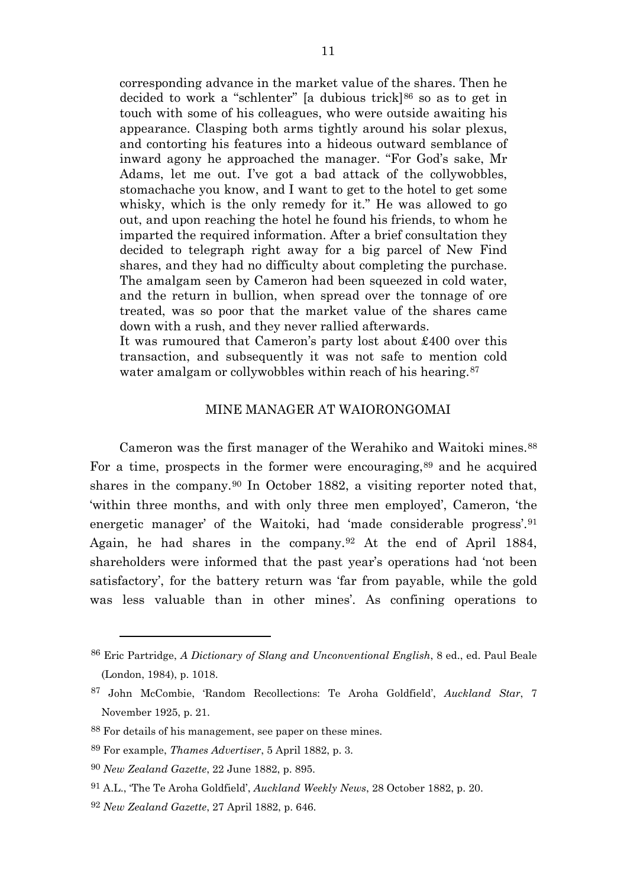corresponding advance in the market value of the shares. Then he decided to work a "schlenter" [a dubious trick][86] so as to get in touch with some of his colleagues, who were outside awaiting his appearance. Clasping both arms tightly around his solar plexus, and contorting his features into a hideous outward semblance of inward agony he approached the manager. "For God's sake, Mr Adams, let me out. I've got a bad attack of the collywobbles, stomachache you know, and I want to get to the hotel to get some whisky, which is the only remedy for it." He was allowed to go out, and upon reaching the hotel he found his friends, to whom he imparted the required information. After a brief consultation they decided to telegraph right away for a big parcel of New Find shares, and they had no difficulty about completing the purchase. The amalgam seen by Cameron had been squeezed in cold water, and the return in bullion, when spread over the tonnage of ore treated, was so poor that the market value of the shares came down with a rush, and they never rallied afterwards.

It was rumoured that Cameron's party lost about £400 over this transaction, and subsequently it was not safe to mention cold water amalgam or collywobbles within reach of his hearing.[87]

## MINE MANAGER AT WAIORONGOMAI

Cameron was the first manager of the Werahiko and Waitoki mines.[88] For a time, prospects in the former were encouraging,[89] and he acquired shares in the company.[90] In October 1882, a visiting reporter noted that, 'within three months, and with only three men employed', Cameron, 'the energetic manager' of the Waitoki, had 'made considerable progress'.[91] Again, he had shares in the company.[92] At the end of April 1884, shareholders were informed that the past year's operations had 'not been satisfactory', for the battery return was 'far from payable, while the gold was less valuable than in other mines'. As confining operations to

---

[86] Eric Partridge, *A Dictionary of Slang and Unconventional English*, 8 ed., ed. Paul Beale (London, 1984), p. 1018.

[87] John McCombie, 'Random Recollections: Te Aroha Goldfield', *Auckland Star*, 7 November 1925, p. 21.

[88] For details of his management, see paper on these mines.

[89] For example, *Thames Advertiser*, 5 April 1882, p. 3.

[90] *New Zealand Gazette*, 22 June 1882, p. 895.

[91] A.L., 'The Te Aroha Goldfield', *Auckland Weekly News*, 28 October 1882, p. 20.

[92] *New Zealand Gazette*, 27 April 1882, p. 646.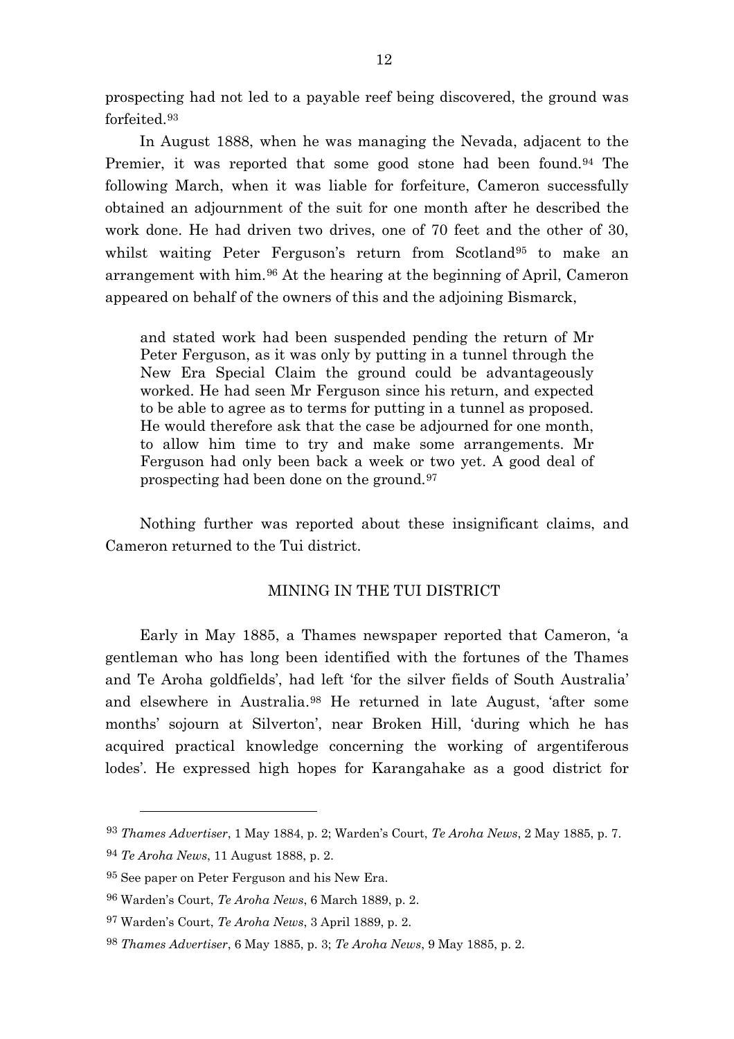prospecting had not led to a payable reef being discovered, the ground was forfeited.[93]

In August 1888, when he was managing the Nevada, adjacent to the Premier, it was reported that some good stone had been found.[94] The following March, when it was liable for forfeiture, Cameron successfully obtained an adjournment of the suit for one month after he described the work done. He had driven two drives, one of 70 feet and the other of 30, whilst waiting Peter Ferguson's return from Scotland[95] to make an arrangement with him.[96] At the hearing at the beginning of April, Cameron appeared on behalf of the owners of this and the adjoining Bismarck,

> and stated work had been suspended pending the return of Mr Peter Ferguson, as it was only by putting in a tunnel through the New Era Special Claim the ground could be advantageously worked. He had seen Mr Ferguson since his return, and expected to be able to agree as to terms for putting in a tunnel as proposed. He would therefore ask that the case be adjourned for one month, to allow him time to try and make some arrangements. Mr Ferguson had only been back a week or two yet. A good deal of prospecting had been done on the ground.[97]

Nothing further was reported about these insignificant claims, and Cameron returned to the Tui district.

## MINING IN THE TUI DISTRICT

Early in May 1885, a Thames newspaper reported that Cameron, 'a gentleman who has long been identified with the fortunes of the Thames and Te Aroha goldfields', had left 'for the silver fields of South Australia' and elsewhere in Australia.[98] He returned in late August, 'after some months' sojourn at Silverton', near Broken Hill, 'during which he has acquired practical knowledge concerning the working of argentiferous lodes'. He expressed high hopes for Karangahake as a good district for

---

[93] *Thames Advertiser*, 1 May 1884, p. 2; Warden's Court, *Te Aroha News*, 2 May 1885, p. 7.

[94] *Te Aroha News*, 11 August 1888, p. 2.

[95] See paper on Peter Ferguson and his New Era.

[96] Warden's Court, *Te Aroha News*, 6 March 1889, p. 2.

[97] Warden's Court, *Te Aroha News*, 3 April 1889, p. 2.

[98] *Thames Advertiser*, 6 May 1885, p. 3; *Te Aroha News*, 9 May 1885, p. 2.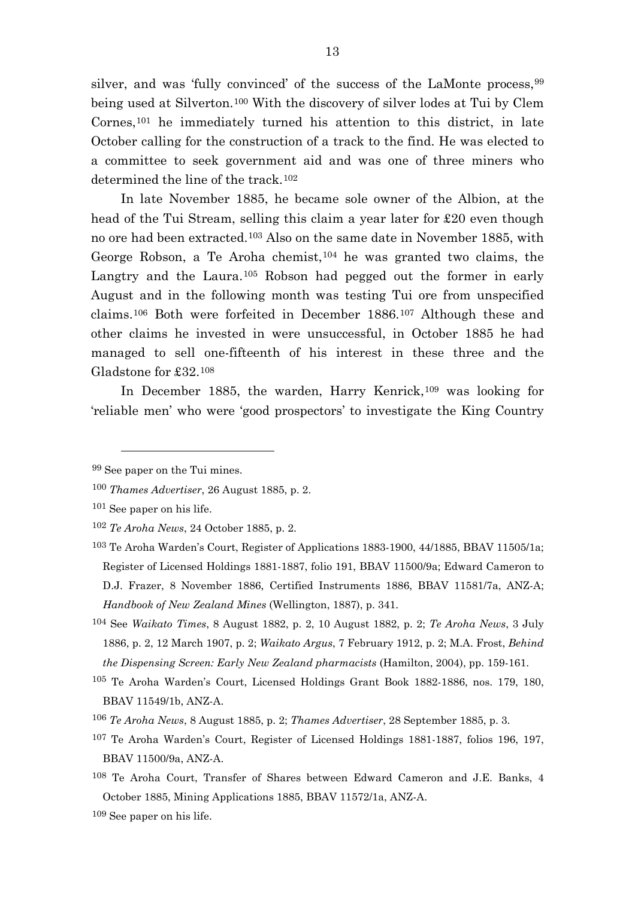silver, and was 'fully convinced' of the success of the LaMonte process,[99] being used at Silverton.[100] With the discovery of silver lodes at Tui by Clem Cornes,[101] he immediately turned his attention to this district, in late October calling for the construction of a track to the find. He was elected to a committee to seek government aid and was one of three miners who determined the line of the track.[102]

In late November 1885, he became sole owner of the Albion, at the head of the Tui Stream, selling this claim a year later for £20 even though no ore had been extracted.[103] Also on the same date in November 1885, with George Robson, a Te Aroha chemist,[104] he was granted two claims, the Langtry and the Laura.[105] Robson had pegged out the former in early August and in the following month was testing Tui ore from unspecified claims.[106] Both were forfeited in December 1886.[107] Although these and other claims he invested in were unsuccessful, in October 1885 he had managed to sell one-fifteenth of his interest in these three and the Gladstone for £32.[108]

In December 1885, the warden, Harry Kenrick,[109] was looking for 'reliable men' who were 'good prospectors' to investigate the King Country

---

[99] See paper on the Tui mines.

[100] *Thames Advertiser*, 26 August 1885, p. 2.

[101] See paper on his life.

[102] *Te Aroha News*, 24 October 1885, p. 2.

[103] Te Aroha Warden's Court, Register of Applications 1883-1900, 44/1885, BBAV 11505/1a; Register of Licensed Holdings 1881-1887, folio 191, BBAV 11500/9a; Edward Cameron to D.J. Frazer, 8 November 1886, Certified Instruments 1886, BBAV 11581/7a, ANZ-A; *Handbook of New Zealand Mines* (Wellington, 1887), p. 341.

[104] See *Waikato Times*, 8 August 1882, p. 2, 10 August 1882, p. 2; *Te Aroha News*, 3 July 1886, p. 2, 12 March 1907, p. 2; *Waikato Argus*, 7 February 1912, p. 2; M.A. Frost, *Behind the Dispensing Screen: Early New Zealand pharmacists* (Hamilton, 2004), pp. 159-161.

[105] Te Aroha Warden's Court, Licensed Holdings Grant Book 1882-1886, nos. 179, 180, BBAV 11549/1b, ANZ-A.

[106] *Te Aroha News*, 8 August 1885, p. 2; *Thames Advertiser*, 28 September 1885, p. 3.

[107] Te Aroha Warden's Court, Register of Licensed Holdings 1881-1887, folios 196, 197, BBAV 11500/9a, ANZ-A.

[108] Te Aroha Court, Transfer of Shares between Edward Cameron and J.E. Banks, 4 October 1885, Mining Applications 1885, BBAV 11572/1a, ANZ-A.

[109] See paper on his life.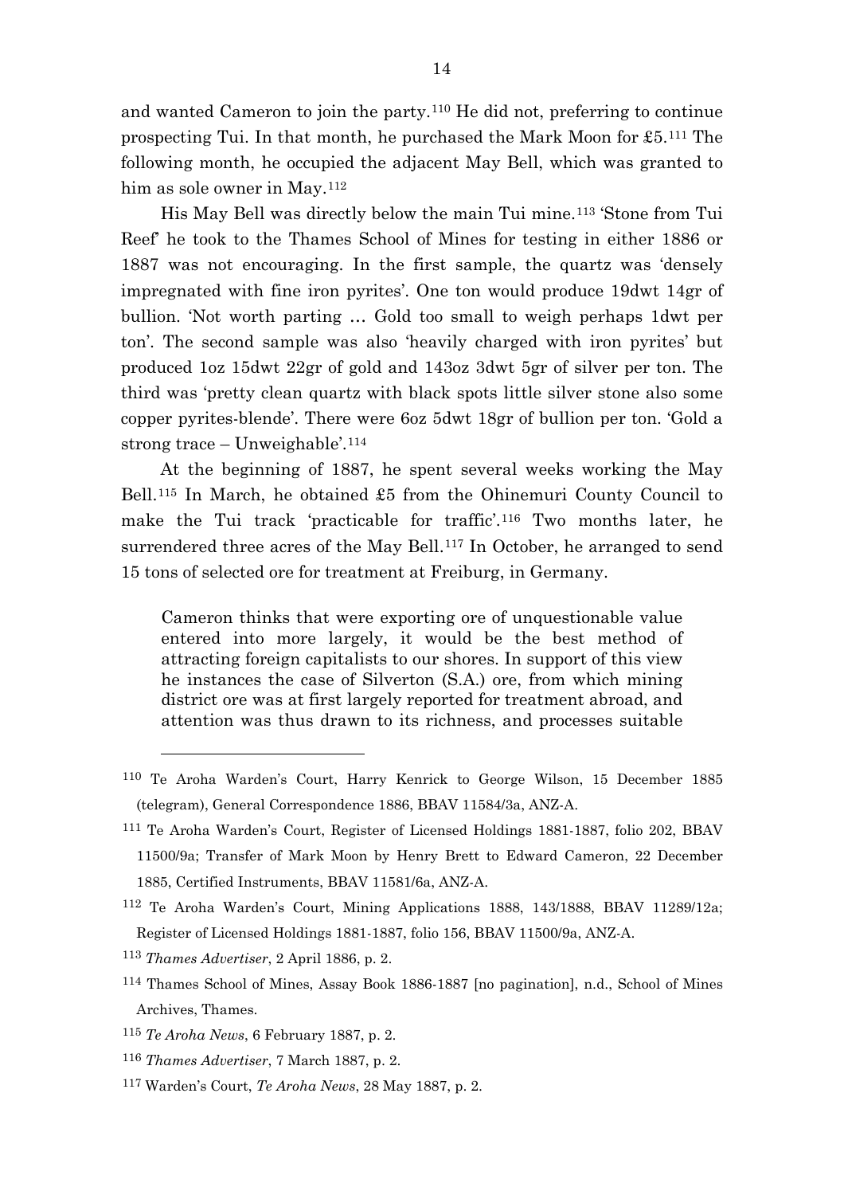and wanted Cameron to join the party.[110] He did not, preferring to continue prospecting Tui. In that month, he purchased the Mark Moon for £5.[111] The following month, he occupied the adjacent May Bell, which was granted to him as sole owner in May.[112]

His May Bell was directly below the main Tui mine.[113] 'Stone from Tui Reef' he took to the Thames School of Mines for testing in either 1886 or 1887 was not encouraging. In the first sample, the quartz was 'densely impregnated with fine iron pyrites'. One ton would produce 19dwt 14gr of bullion. 'Not worth parting … Gold too small to weigh perhaps 1dwt per ton'. The second sample was also 'heavily charged with iron pyrites' but produced 1oz 15dwt 22gr of gold and 143oz 3dwt 5gr of silver per ton. The third was 'pretty clean quartz with black spots little silver stone also some copper pyrites-blende'. There were 6oz 5dwt 18gr of bullion per ton. 'Gold a strong trace – Unweighable'.[114]

At the beginning of 1887, he spent several weeks working the May Bell.[115] In March, he obtained £5 from the Ohinemuri County Council to make the Tui track 'practicable for traffic'.[116] Two months later, he surrendered three acres of the May Bell.[117] In October, he arranged to send 15 tons of selected ore for treatment at Freiburg, in Germany.

> Cameron thinks that were exporting ore of unquestionable value entered into more largely, it would be the best method of attracting foreign capitalists to our shores. In support of this view he instances the case of Silverton (S.A.) ore, from which mining district ore was at first largely reported for treatment abroad, and attention was thus drawn to its richness, and processes suitable

---

[110] Te Aroha Warden's Court, Harry Kenrick to George Wilson, 15 December 1885 (telegram), General Correspondence 1886, BBAV 11584/3a, ANZ-A.

[111] Te Aroha Warden's Court, Register of Licensed Holdings 1881-1887, folio 202, BBAV 11500/9a; Transfer of Mark Moon by Henry Brett to Edward Cameron, 22 December 1885, Certified Instruments, BBAV 11581/6a, ANZ-A.

[112] Te Aroha Warden's Court, Mining Applications 1888, 143/1888, BBAV 11289/12a; Register of Licensed Holdings 1881-1887, folio 156, BBAV 11500/9a, ANZ-A.

[113] *Thames Advertiser*, 2 April 1886, p. 2.

[114] Thames School of Mines, Assay Book 1886-1887 [no pagination], n.d., School of Mines Archives, Thames.

[115] *Te Aroha News*, 6 February 1887, p. 2.

[116] *Thames Advertiser*, 7 March 1887, p. 2.

[117] Warden's Court, *Te Aroha News*, 28 May 1887, p. 2.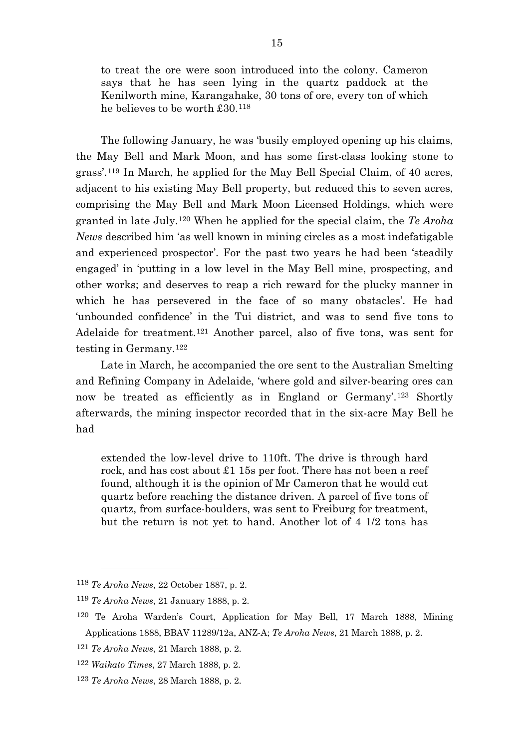to treat the ore were soon introduced into the colony. Cameron says that he has seen lying in the quartz paddock at the Kenilworth mine, Karangahake, 30 tons of ore, every ton of which he believes to be worth £30.[118]

The following January, he was 'busily employed opening up his claims, the May Bell and Mark Moon, and has some first-class looking stone to grass'.[119] In March, he applied for the May Bell Special Claim, of 40 acres, adjacent to his existing May Bell property, but reduced this to seven acres, comprising the May Bell and Mark Moon Licensed Holdings, which were granted in late July.[120] When he applied for the special claim, the *Te Aroha News* described him 'as well known in mining circles as a most indefatigable and experienced prospector'. For the past two years he had been 'steadily engaged' in 'putting in a low level in the May Bell mine, prospecting, and other works; and deserves to reap a rich reward for the plucky manner in which he has persevered in the face of so many obstacles'. He had 'unbounded confidence' in the Tui district, and was to send five tons to Adelaide for treatment.[121] Another parcel, also of five tons, was sent for testing in Germany.[122]

Late in March, he accompanied the ore sent to the Australian Smelting and Refining Company in Adelaide, 'where gold and silver-bearing ores can now be treated as efficiently as in England or Germany'.[123] Shortly afterwards, the mining inspector recorded that in the six-acre May Bell he had

extended the low-level drive to 110ft. The drive is through hard rock, and has cost about £1 15s per foot. There has not been a reef found, although it is the opinion of Mr Cameron that he would cut quartz before reaching the distance driven. A parcel of five tons of quartz, from surface-boulders, was sent to Freiburg for treatment, but the return is not yet to hand. Another lot of 4 1/2 tons has

---

[118] *Te Aroha News*, 22 October 1887, p. 2.

[119] *Te Aroha News*, 21 January 1888, p. 2.

[120] Te Aroha Warden's Court, Application for May Bell, 17 March 1888, Mining Applications 1888, BBAV 11289/12a, ANZ-A; *Te Aroha News*, 21 March 1888, p. 2.

[121] *Te Aroha News*, 21 March 1888, p. 2.

[122] *Waikato Times*, 27 March 1888, p. 2.

[123] *Te Aroha News*, 28 March 1888, p. 2.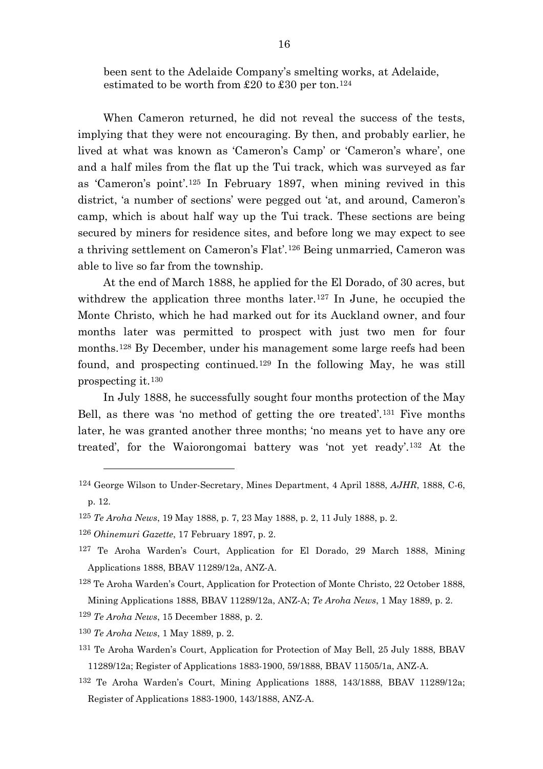been sent to the Adelaide Company's smelting works, at Adelaide, estimated to be worth from £20 to £30 per ton.[124]

When Cameron returned, he did not reveal the success of the tests, implying that they were not encouraging. By then, and probably earlier, he lived at what was known as 'Cameron's Camp' or 'Cameron's whare', one and a half miles from the flat up the Tui track, which was surveyed as far as 'Cameron's point'.[125] In February 1897, when mining revived in this district, 'a number of sections' were pegged out 'at, and around, Cameron's camp, which is about half way up the Tui track. These sections are being secured by miners for residence sites, and before long we may expect to see a thriving settlement on Cameron's Flat'.[126] Being unmarried, Cameron was able to live so far from the township.

At the end of March 1888, he applied for the El Dorado, of 30 acres, but withdrew the application three months later.[127] In June, he occupied the Monte Christo, which he had marked out for its Auckland owner, and four months later was permitted to prospect with just two men for four months.[128] By December, under his management some large reefs had been found, and prospecting continued.[129] In the following May, he was still prospecting it.[130]

In July 1888, he successfully sought four months protection of the May Bell, as there was 'no method of getting the ore treated'.[131] Five months later, he was granted another three months; 'no means yet to have any ore treated', for the Waiorongomai battery was 'not yet ready'.[132] At the

---

[124] George Wilson to Under-Secretary, Mines Department, 4 April 1888, *AJHR*, 1888, C-6, p. 12.

[125] *Te Aroha News*, 19 May 1888, p. 7, 23 May 1888, p. 2, 11 July 1888, p. 2.

[126] *Ohinemuri Gazette*, 17 February 1897, p. 2.

[127] Te Aroha Warden's Court, Application for El Dorado, 29 March 1888, Mining Applications 1888, BBAV 11289/12a, ANZ-A.

[128] Te Aroha Warden's Court, Application for Protection of Monte Christo, 22 October 1888, Mining Applications 1888, BBAV 11289/12a, ANZ-A; *Te Aroha News*, 1 May 1889, p. 2.

[129] *Te Aroha News*, 15 December 1888, p. 2.

[130] *Te Aroha News*, 1 May 1889, p. 2.

[131] Te Aroha Warden's Court, Application for Protection of May Bell, 25 July 1888, BBAV 11289/12a; Register of Applications 1883-1900, 59/1888, BBAV 11505/1a, ANZ-A.

[132] Te Aroha Warden's Court, Mining Applications 1888, 143/1888, BBAV 11289/12a; Register of Applications 1883-1900, 143/1888, ANZ-A.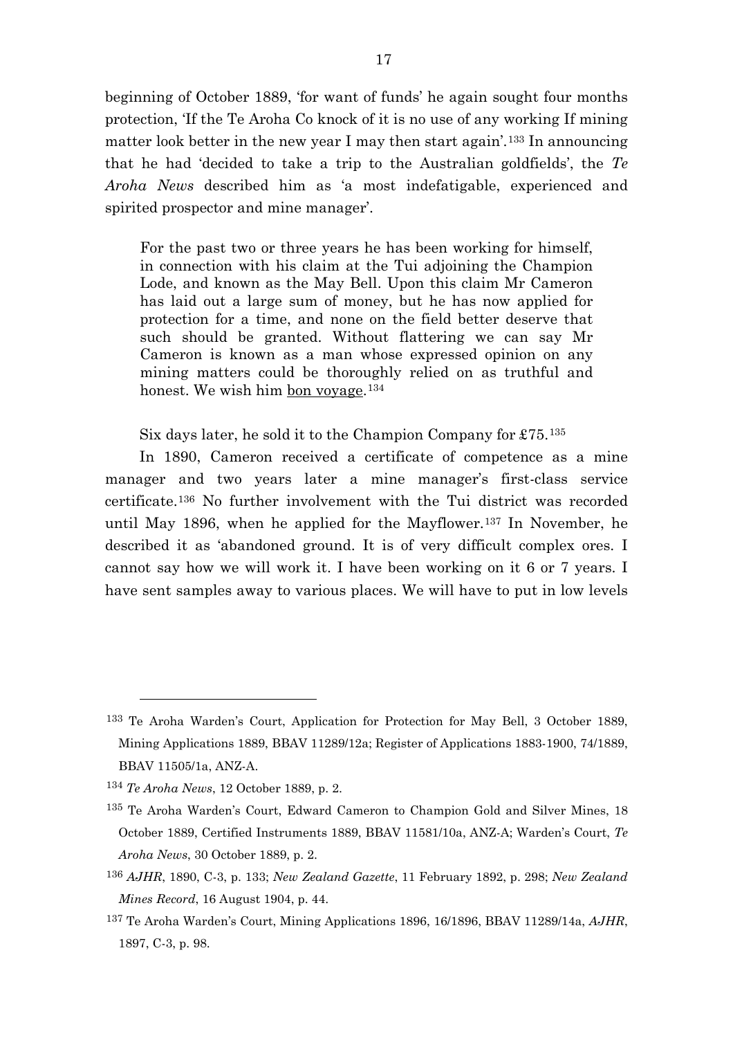beginning of October 1889, 'for want of funds' he again sought four months protection, 'If the Te Aroha Co knock of it is no use of any working If mining matter look better in the new year I may then start again'.[133] In announcing that he had 'decided to take a trip to the Australian goldfields', the *Te Aroha News* described him as 'a most indefatigable, experienced and spirited prospector and mine manager'.

> For the past two or three years he has been working for himself, in connection with his claim at the Tui adjoining the Champion Lode, and known as the May Bell. Upon this claim Mr Cameron has laid out a large sum of money, but he has now applied for protection for a time, and none on the field better deserve that such should be granted. Without flattering we can say Mr Cameron is known as a man whose expressed opinion on any mining matters could be thoroughly relied on as truthful and honest. We wish him bon voyage.[134]

Six days later, he sold it to the Champion Company for £75.[135]

In 1890, Cameron received a certificate of competence as a mine manager and two years later a mine manager's first-class service certificate.[136] No further involvement with the Tui district was recorded until May 1896, when he applied for the Mayflower.[137] In November, he described it as 'abandoned ground. It is of very difficult complex ores. I cannot say how we will work it. I have been working on it 6 or 7 years. I have sent samples away to various places. We will have to put in low levels

---

[133] Te Aroha Warden's Court, Application for Protection for May Bell, 3 October 1889, Mining Applications 1889, BBAV 11289/12a; Register of Applications 1883-1900, 74/1889, BBAV 11505/1a, ANZ-A.

[134] *Te Aroha News*, 12 October 1889, p. 2.

[135] Te Aroha Warden's Court, Edward Cameron to Champion Gold and Silver Mines, 18 October 1889, Certified Instruments 1889, BBAV 11581/10a, ANZ-A; Warden's Court, *Te Aroha News*, 30 October 1889, p. 2.

[136] *AJHR*, 1890, C-3, p. 133; *New Zealand Gazette*, 11 February 1892, p. 298; *New Zealand Mines Record*, 16 August 1904, p. 44.

[137] Te Aroha Warden's Court, Mining Applications 1896, 16/1896, BBAV 11289/14a, *AJHR*, 1897, C-3, p. 98.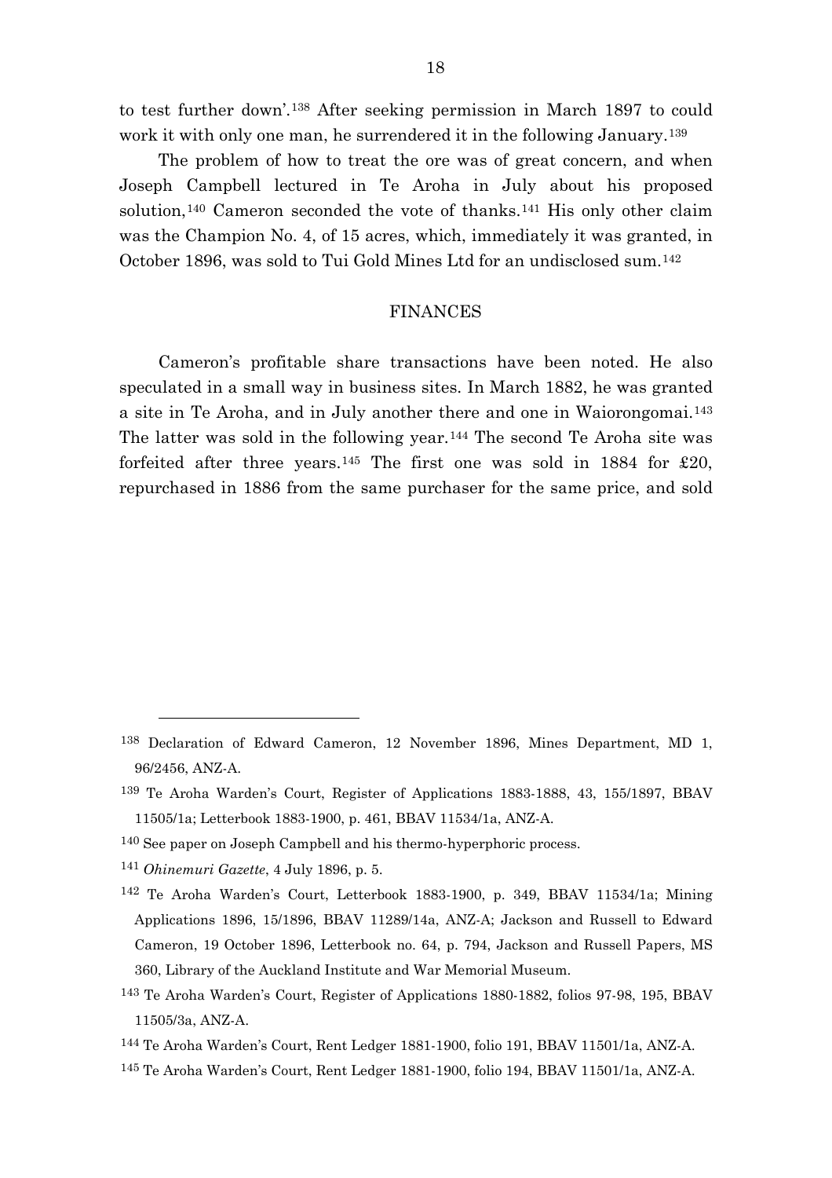to test further down'.[138] After seeking permission in March 1897 to could work it with only one man, he surrendered it in the following January.[139]

The problem of how to treat the ore was of great concern, and when Joseph Campbell lectured in Te Aroha in July about his proposed solution,[140] Cameron seconded the vote of thanks.[141] His only other claim was the Champion No. 4, of 15 acres, which, immediately it was granted, in October 1896, was sold to Tui Gold Mines Ltd for an undisclosed sum.[142]

## FINANCES

Cameron's profitable share transactions have been noted. He also speculated in a small way in business sites. In March 1882, he was granted a site in Te Aroha, and in July another there and one in Waiorongomai.[143] The latter was sold in the following year.[144] The second Te Aroha site was forfeited after three years.[145] The first one was sold in 1884 for £20, repurchased in 1886 from the same purchaser for the same price, and sold

---

[138] Declaration of Edward Cameron, 12 November 1896, Mines Department, MD 1, 96/2456, ANZ-A.

[139] Te Aroha Warden's Court, Register of Applications 1883-1888, 43, 155/1897, BBAV 11505/1a; Letterbook 1883-1900, p. 461, BBAV 11534/1a, ANZ-A.

[140] See paper on Joseph Campbell and his thermo-hyperphoric process.

[141] *Ohinemuri Gazette*, 4 July 1896, p. 5.

[142] Te Aroha Warden's Court, Letterbook 1883-1900, p. 349, BBAV 11534/1a; Mining Applications 1896, 15/1896, BBAV 11289/14a, ANZ-A; Jackson and Russell to Edward Cameron, 19 October 1896, Letterbook no. 64, p. 794, Jackson and Russell Papers, MS 360, Library of the Auckland Institute and War Memorial Museum.

[143] Te Aroha Warden's Court, Register of Applications 1880-1882, folios 97-98, 195, BBAV 11505/3a, ANZ-A.

[144] Te Aroha Warden's Court, Rent Ledger 1881-1900, folio 191, BBAV 11501/1a, ANZ-A.

[145] Te Aroha Warden's Court, Rent Ledger 1881-1900, folio 194, BBAV 11501/1a, ANZ-A.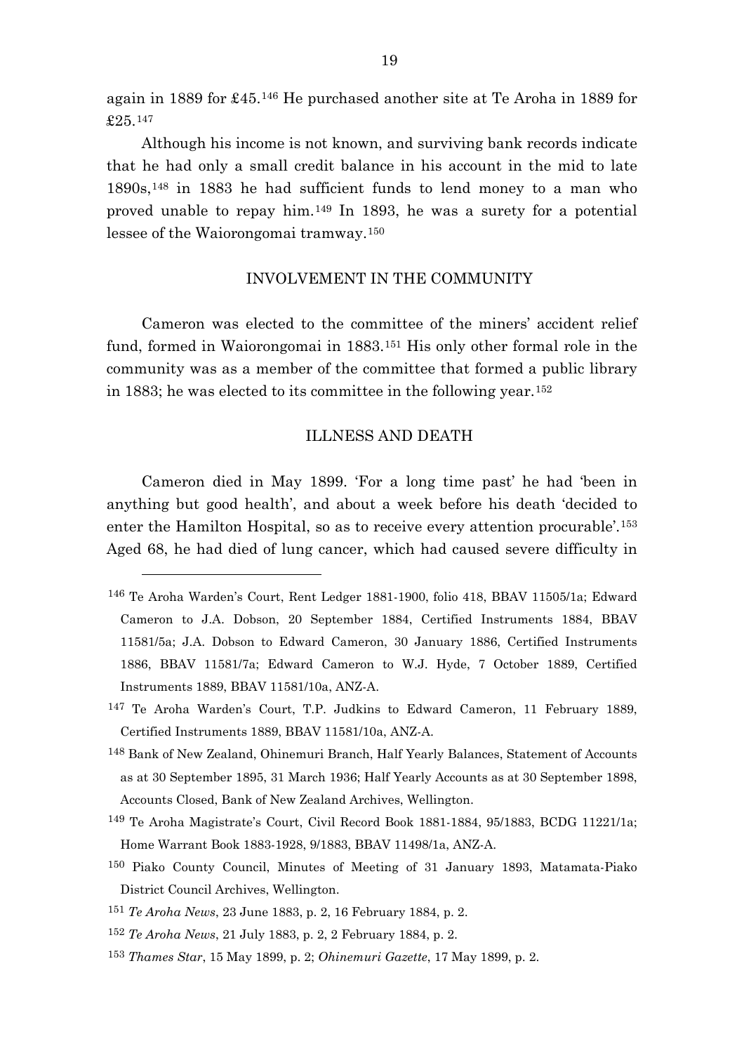again in 1889 for £45.[146] He purchased another site at Te Aroha in 1889 for £25.[147]

Although his income is not known, and surviving bank records indicate that he had only a small credit balance in his account in the mid to late 1890s,[148] in 1883 he had sufficient funds to lend money to a man who proved unable to repay him.[149] In 1893, he was a surety for a potential lessee of the Waiorongomai tramway.[150]

## INVOLVEMENT IN THE COMMUNITY

Cameron was elected to the committee of the miners' accident relief fund, formed in Waiorongomai in 1883.[151] His only other formal role in the community was as a member of the committee that formed a public library in 1883; he was elected to its committee in the following year.[152]

## ILLNESS AND DEATH

Cameron died in May 1899. 'For a long time past' he had 'been in anything but good health', and about a week before his death 'decided to enter the Hamilton Hospital, so as to receive every attention procurable'.[153] Aged 68, he had died of lung cancer, which had caused severe difficulty in

---

[146] Te Aroha Warden's Court, Rent Ledger 1881-1900, folio 418, BBAV 11505/1a; Edward Cameron to J.A. Dobson, 20 September 1884, Certified Instruments 1884, BBAV 11581/5a; J.A. Dobson to Edward Cameron, 30 January 1886, Certified Instruments 1886, BBAV 11581/7a; Edward Cameron to W.J. Hyde, 7 October 1889, Certified Instruments 1889, BBAV 11581/10a, ANZ-A.

[147] Te Aroha Warden's Court, T.P. Judkins to Edward Cameron, 11 February 1889, Certified Instruments 1889, BBAV 11581/10a, ANZ-A.

[148] Bank of New Zealand, Ohinemuri Branch, Half Yearly Balances, Statement of Accounts as at 30 September 1895, 31 March 1936; Half Yearly Accounts as at 30 September 1898, Accounts Closed, Bank of New Zealand Archives, Wellington.

[149] Te Aroha Magistrate's Court, Civil Record Book 1881-1884, 95/1883, BCDG 11221/1a; Home Warrant Book 1883-1928, 9/1883, BBAV 11498/1a, ANZ-A.

[150] Piako County Council, Minutes of Meeting of 31 January 1893, Matamata-Piako District Council Archives, Wellington.

[151] *Te Aroha News*, 23 June 1883, p. 2, 16 February 1884, p. 2.

[152] *Te Aroha News*, 21 July 1883, p. 2, 2 February 1884, p. 2.

[153] *Thames Star*, 15 May 1899, p. 2; *Ohinemuri Gazette*, 17 May 1899, p. 2.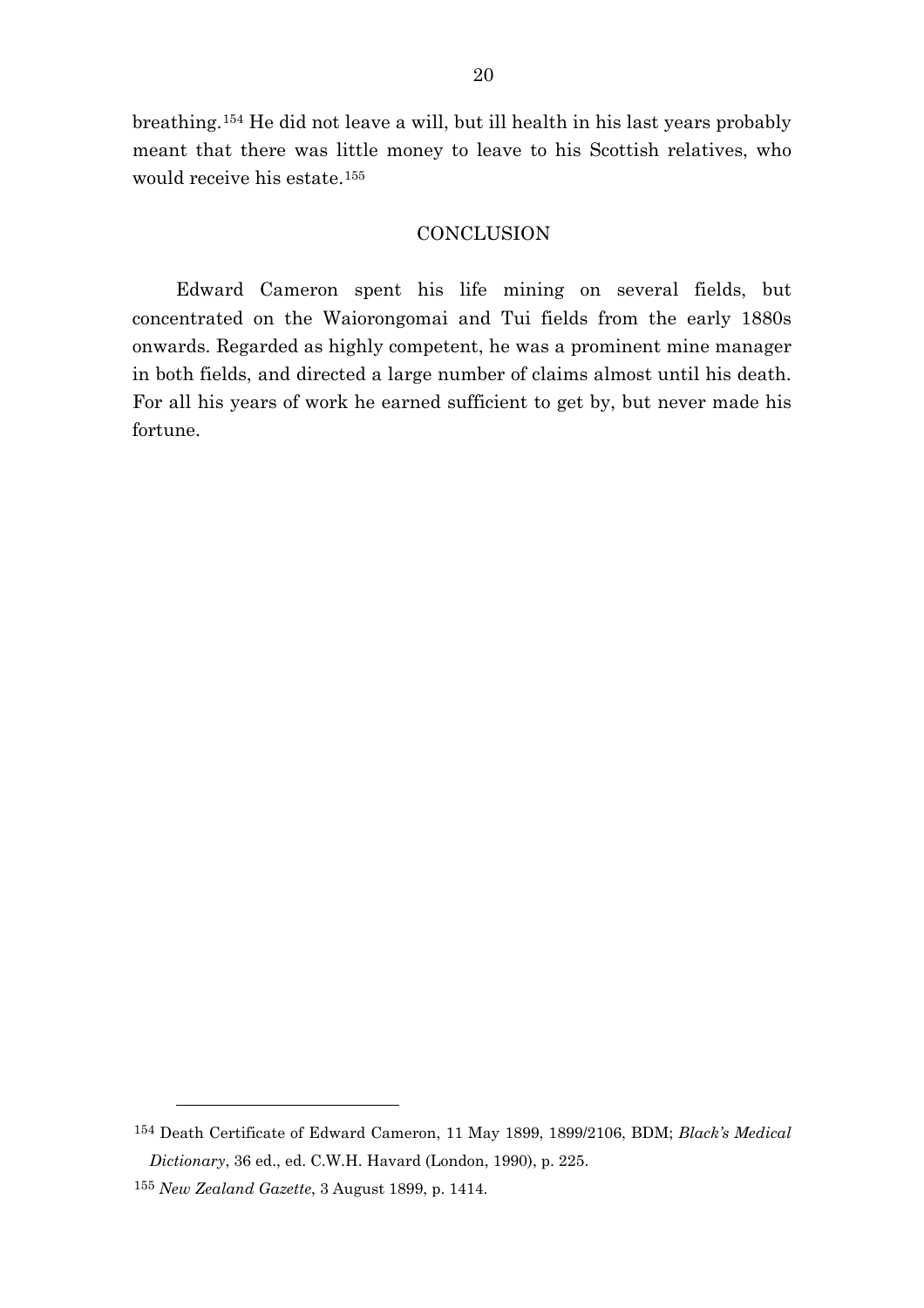breathing.[154] He did not leave a will, but ill health in his last years probably meant that there was little money to leave to his Scottish relatives, who would receive his estate.[155]

## CONCLUSION

Edward Cameron spent his life mining on several fields, but concentrated on the Waiorongomai and Tui fields from the early 1880s onwards. Regarded as highly competent, he was a prominent mine manager in both fields, and directed a large number of claims almost until his death. For all his years of work he earned sufficient to get by, but never made his fortune.

---

[154] Death Certificate of Edward Cameron, 11 May 1899, 1899/2106, BDM; *Black's Medical Dictionary*, 36 ed., ed. C.W.H. Havard (London, 1990), p. 225.

[155] *New Zealand Gazette*, 3 August 1899, p. 1414.